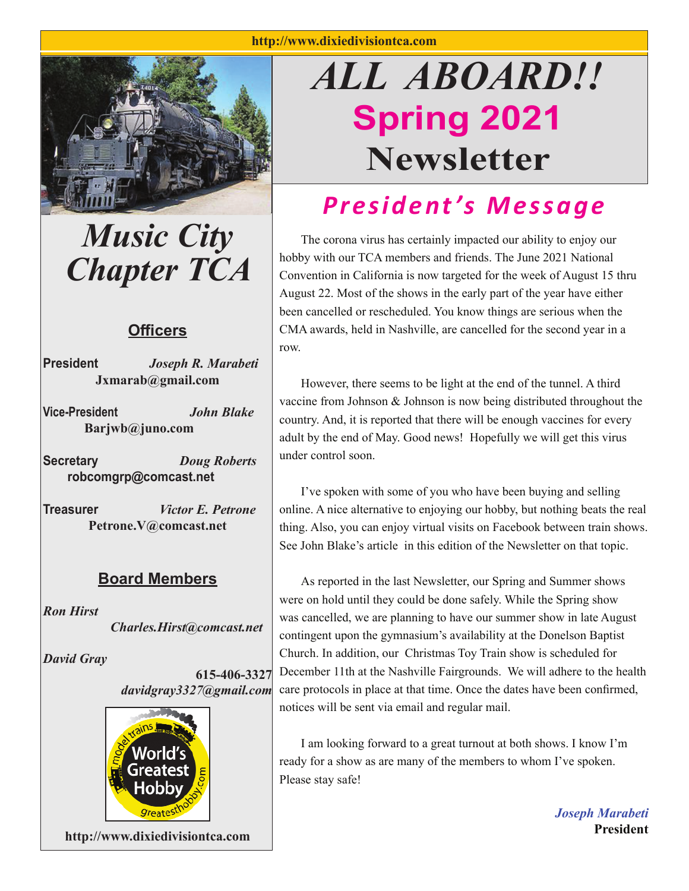http://www.dixiedivisiontca.com

# *ALL ABOARD!!*

# Spring 2021

# Newsletter

## *Music City Chapter TCA*

### Officers

**President** *Joseph R. Marabeti*
**Jxmarab@gmail.com**

**Vice-President** *John Blake*
**Barjwb@juno.com**

**Secretary** *Doug Roberts*
**robcomgrp@comcast.net**

**Treasurer** *Victor E. Petrone*
**Petrone.V@comcast.net**

### Board Members

*Ron Hirst*
*Charles.Hirst@comcast.net*

*David Gray*
**615-406-3327**
*davidgray3327@gmail.com*

model trains World's Greatest Hobby greatesthobby.com

**http://www.dixiedivisiontca.com**

## *President's Message*

The corona virus has certainly impacted our ability to enjoy our hobby with our TCA members and friends. The June 2021 National Convention in California is now targeted for the week of August 15 thru August 22. Most of the shows in the early part of the year have either been cancelled or rescheduled. You know things are serious when the CMA awards, held in Nashville, are cancelled for the second year in a row.

However, there seems to be light at the end of the tunnel. A third vaccine from Johnson & Johnson is now being distributed throughout the country. And, it is reported that there will be enough vaccines for every adult by the end of May. Good news! Hopefully we will get this virus under control soon.

I've spoken with some of you who have been buying and selling online. A nice alternative to enjoying our hobby, but nothing beats the real thing. Also, you can enjoy virtual visits on Facebook between train shows. See John Blake's article in this edition of the Newsletter on that topic.

As reported in the last Newsletter, our Spring and Summer shows were on hold until they could be done safely. While the Spring show was cancelled, we are planning to have our summer show in late August contingent upon the gymnasium's availability at the Donelson Baptist Church. In addition, our Christmas Toy Train show is scheduled for December 11th at the Nashville Fairgrounds. We will adhere to the health care protocols in place at that time. Once the dates have been confirmed, notices will be sent via email and regular mail.

I am looking forward to a great turnout at both shows. I know I'm ready for a show as are many of the members to whom I've spoken. Please stay safe!

*Joseph Marabeti*
**President**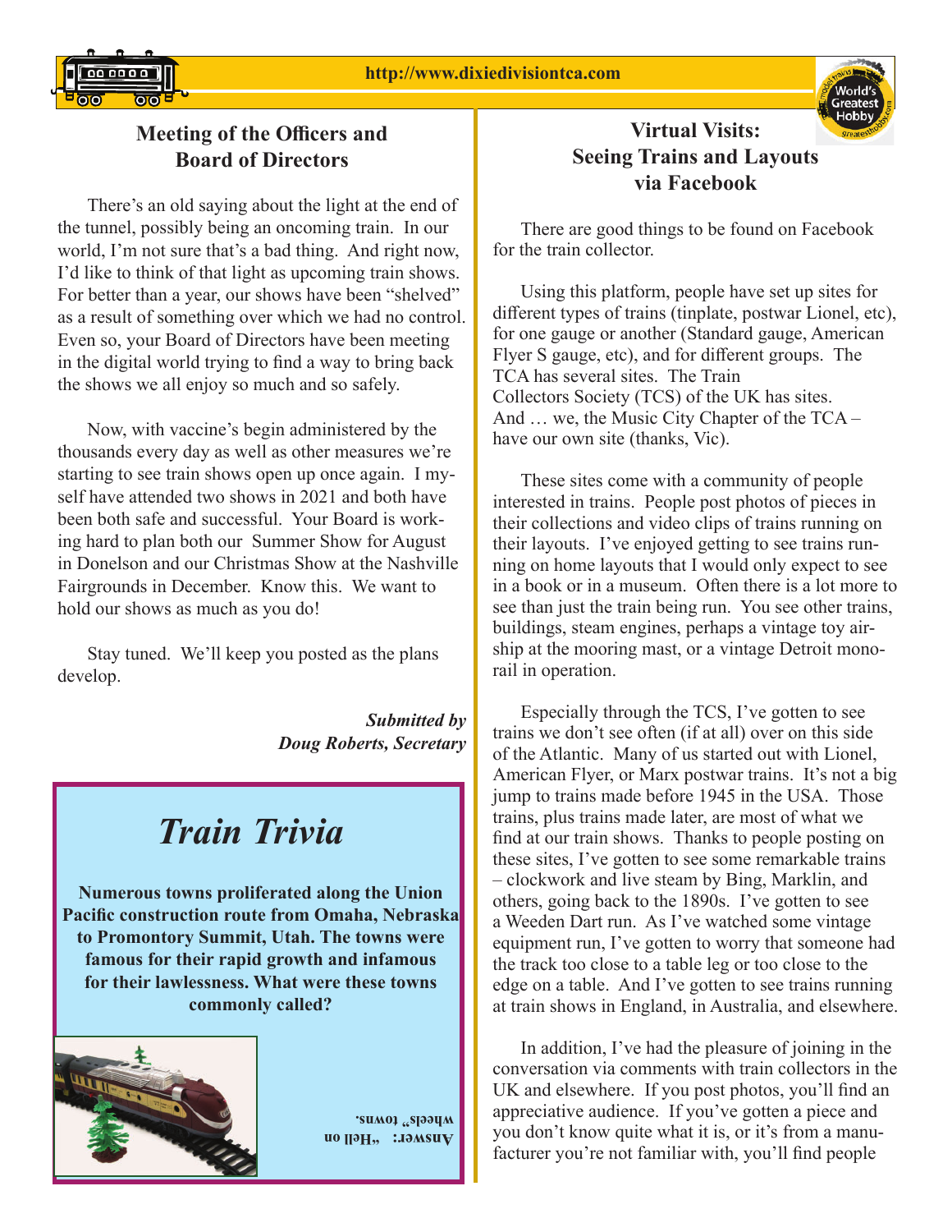## Meeting of the Officers and Board of Directors

There's an old saying about the light at the end of the tunnel, possibly being an oncoming train. In our world, I'm not sure that's a bad thing. And right now, I'd like to think of that light as upcoming train shows. For better than a year, our shows have been "shelved" as a result of something over which we had no control. Even so, your Board of Directors have been meeting in the digital world trying to find a way to bring back the shows we all enjoy so much and so safely.

Now, with vaccine's begin administered by the thousands every day as well as other measures we're starting to see train shows open up once again. I myself have attended two shows in 2021 and both have been both safe and successful. Your Board is working hard to plan both our Summer Show for August in Donelson and our Christmas Show at the Nashville Fairgrounds in December. Know this. We want to hold our shows as much as you do!

Stay tuned. We'll keep you posted as the plans develop.

***Submitted by***
***Doug Roberts, Secretary***

# *Train Trivia*

**Numerous towns proliferated along the Union Pacific construction route from Omaha, Nebraska to Promontory Summit, Utah. The towns were famous for their rapid growth and infamous for their lawlessness. What were these towns commonly called?**

**Answer: "Hell on wheels" towns.**

## Virtual Visits: Seeing Trains and Layouts via Facebook

There are good things to be found on Facebook for the train collector.

Using this platform, people have set up sites for different types of trains (tinplate, postwar Lionel, etc), for one gauge or another (Standard gauge, American Flyer S gauge, etc), and for different groups. The TCA has several sites. The Train Collectors Society (TCS) of the UK has sites. And … we, the Music City Chapter of the TCA – have our own site (thanks, Vic).

These sites come with a community of people interested in trains. People post photos of pieces in their collections and video clips of trains running on their layouts. I've enjoyed getting to see trains running on home layouts that I would only expect to see in a book or in a museum. Often there is a lot more to see than just the train being run. You see other trains, buildings, steam engines, perhaps a vintage toy airship at the mooring mast, or a vintage Detroit monorail in operation.

Especially through the TCS, I've gotten to see trains we don't see often (if at all) over on this side of the Atlantic. Many of us started out with Lionel, American Flyer, or Marx postwar trains. It's not a big jump to trains made before 1945 in the USA. Those trains, plus trains made later, are most of what we find at our train shows. Thanks to people posting on these sites, I've gotten to see some remarkable trains – clockwork and live steam by Bing, Marklin, and others, going back to the 1890s. I've gotten to see a Weeden Dart run. As I've watched some vintage equipment run, I've gotten to worry that someone had the track too close to a table leg or too close to the edge on a table. And I've gotten to see trains running at train shows in England, in Australia, and elsewhere.

In addition, I've had the pleasure of joining in the conversation via comments with train collectors in the UK and elsewhere. If you post photos, you'll find an appreciative audience. If you've gotten a piece and you don't know quite what it is, or it's from a manufacturer you're not familiar with, you'll find people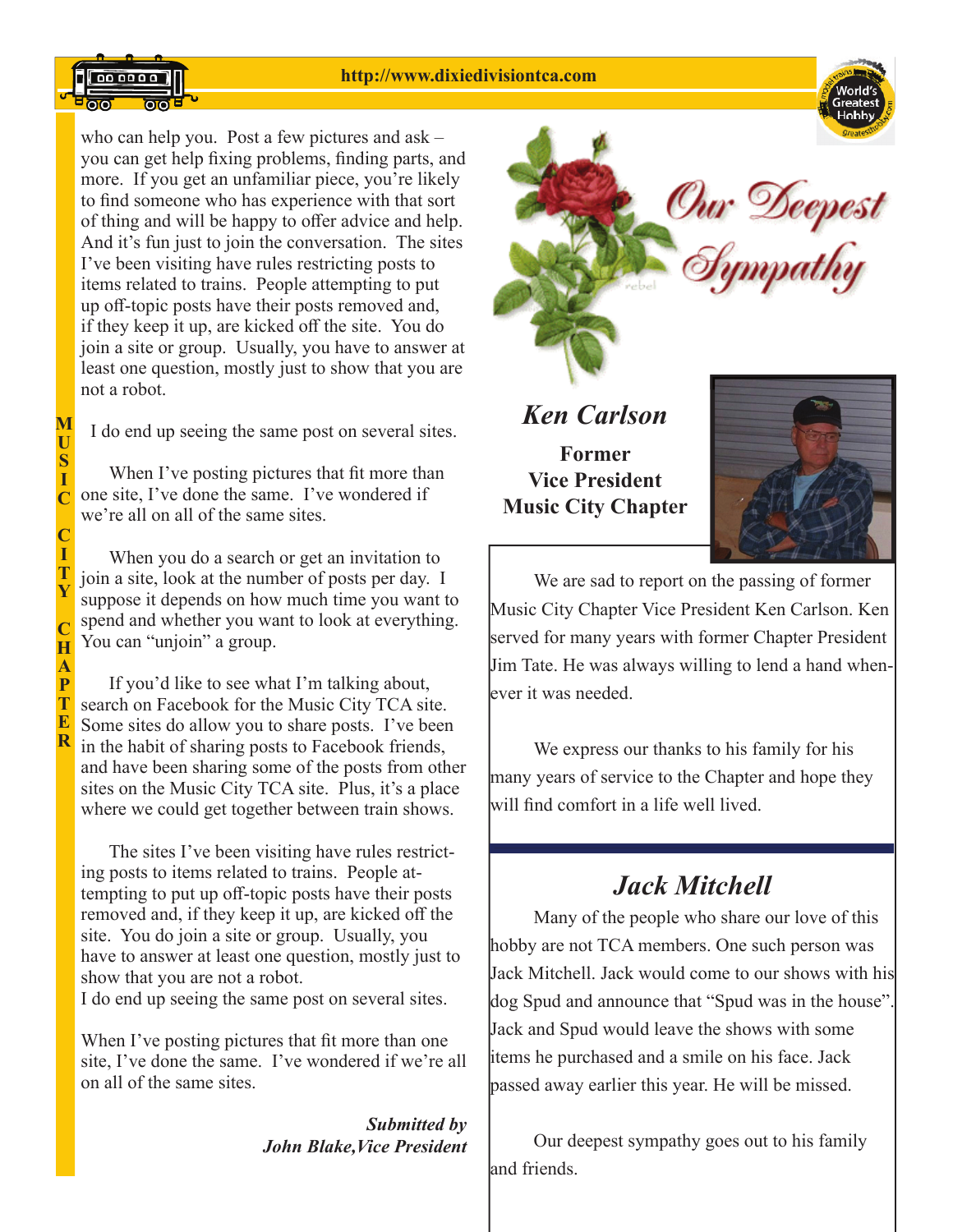who can help you. Post a few pictures and ask – you can get help fixing problems, finding parts, and more. If you get an unfamiliar piece, you're likely to find someone who has experience with that sort of thing and will be happy to offer advice and help. And it's fun just to join the conversation. The sites I've been visiting have rules restricting posts to items related to trains. People attempting to put up off-topic posts have their posts removed and, if they keep it up, are kicked off the site. You do join a site or group. Usually, you have to answer at least one question, mostly just to show that you are not a robot.

I do end up seeing the same post on several sites.

When I've posting pictures that fit more than one site, I've done the same. I've wondered if we're all on all of the same sites.

When you do a search or get an invitation to join a site, look at the number of posts per day. I suppose it depends on how much time you want to spend and whether you want to look at everything. You can "unjoin" a group.

If you'd like to see what I'm talking about, search on Facebook for the Music City TCA site. Some sites do allow you to share posts. I've been in the habit of sharing posts to Facebook friends, and have been sharing some of the posts from other sites on the Music City TCA site. Plus, it's a place where we could get together between train shows.

The sites I've been visiting have rules restricting posts to items related to trains. People attempting to put up off-topic posts have their posts removed and, if they keep it up, are kicked off the site. You do join a site or group. Usually, you have to answer at least one question, mostly just to show that you are not a robot.
I do end up seeing the same post on several sites.

When I've posting pictures that fit more than one site, I've done the same. I've wondered if we're all on all of the same sites.

***Submitted by***
***John Blake,Vice President***

# *Our Deepest Sympathy*

## *Ken Carlson*

**Former**
**Vice President**
**Music City Chapter**

We are sad to report on the passing of former Music City Chapter Vice President Ken Carlson. Ken served for many years with former Chapter President Jim Tate. He was always willing to lend a hand whenever it was needed.

We express our thanks to his family for his many years of service to the Chapter and hope they will find comfort in a life well lived.

## *Jack Mitchell*

Many of the people who share our love of this hobby are not TCA members. One such person was Jack Mitchell. Jack would come to our shows with his dog Spud and announce that "Spud was in the house". Jack and Spud would leave the shows with some items he purchased and a smile on his face. Jack passed away earlier this year. He will be missed.

Our deepest sympathy goes out to his family and friends.